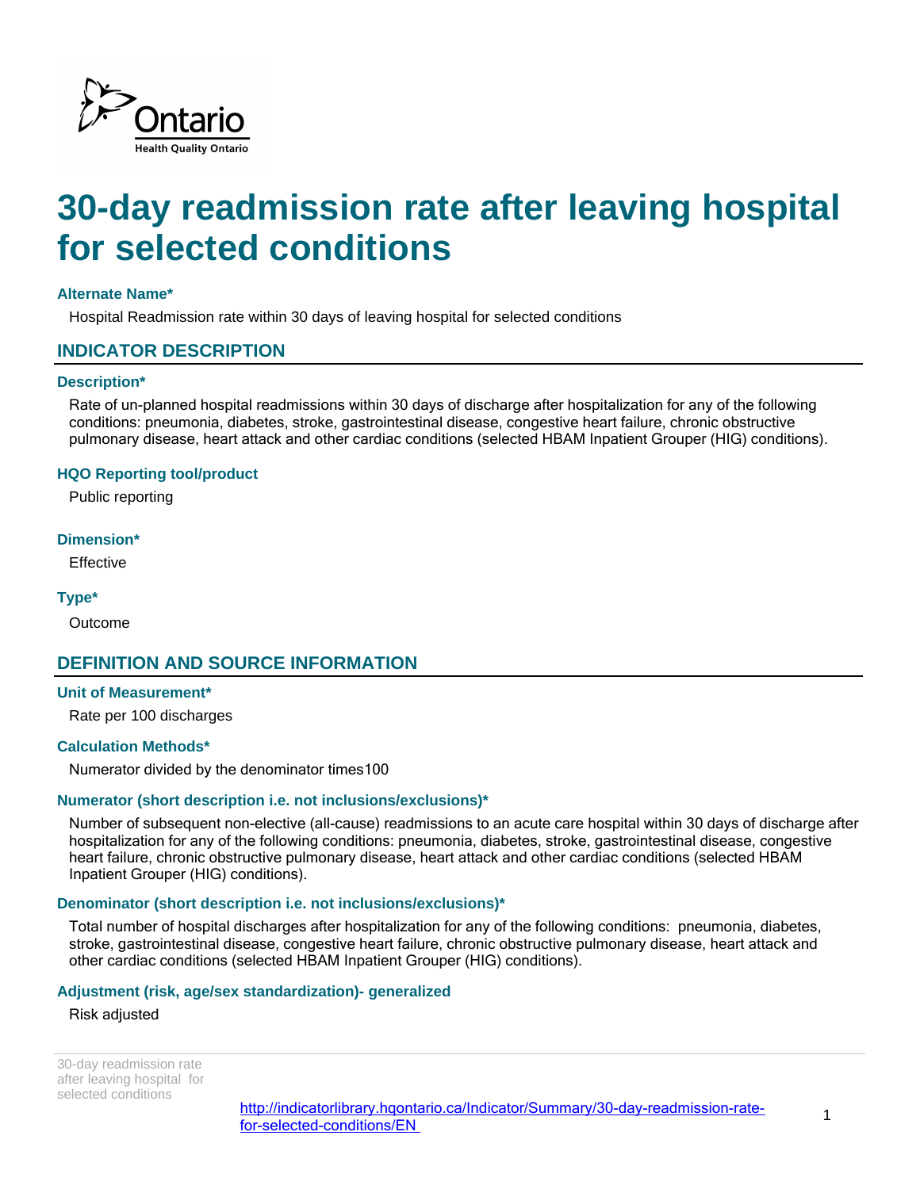# 30-day readmission rate after leaving hospital for selected conditions

### Alternate Name*

Hospital Readmission rate within 30 days of leaving hospital for selected conditions

## INDICATOR DESCRIPTION

### Description*

Rate of un-planned hospital readmissions within 30 days of discharge after hospitalization for any of the following conditions: pneumonia, diabetes, stroke, gastrointestinal disease, congestive heart failure, chronic obstructive pulmonary disease, heart attack and other cardiac conditions (selected HBAM Inpatient Grouper (HIG) conditions).

### HQO Reporting tool/product

Public reporting

### Dimension*

Effective

### Type*

Outcome

## DEFINITION AND SOURCE INFORMATION

### Unit of Measurement*

Rate per 100 discharges

### Calculation Methods*

Numerator divided by the denominator times100

### Numerator (short description i.e. not inclusions/exclusions)*

Number of subsequent non-elective (all-cause) readmissions to an acute care hospital within 30 days of discharge after hospitalization for any of the following conditions: pneumonia, diabetes, stroke, gastrointestinal disease, congestive heart failure, chronic obstructive pulmonary disease, heart attack and other cardiac conditions (selected HBAM Inpatient Grouper (HIG) conditions).

### Denominator (short description i.e. not inclusions/exclusions)*

Total number of hospital discharges after hospitalization for any of the following conditions: pneumonia, diabetes, stroke, gastrointestinal disease, congestive heart failure, chronic obstructive pulmonary disease, heart attack and other cardiac conditions (selected HBAM Inpatient Grouper (HIG) conditions).

### Adjustment (risk, age/sex standardization)- generalized

Risk adjusted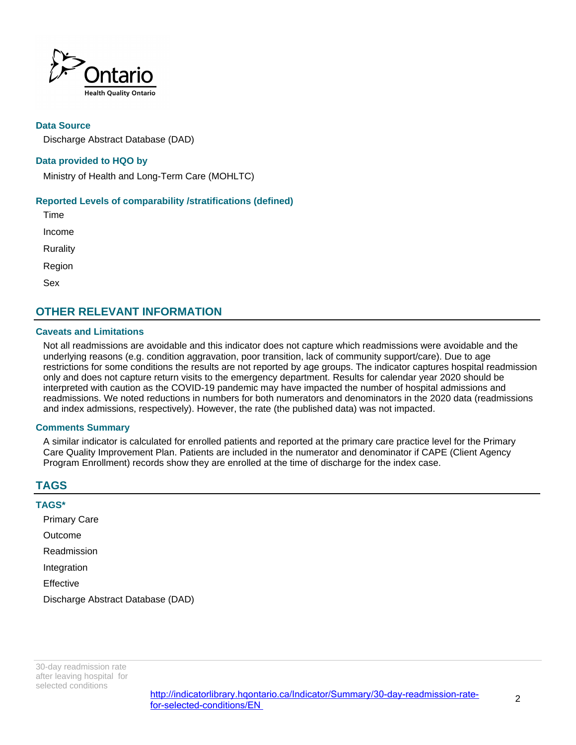### Data Source

Discharge Abstract Database (DAD)

### Data provided to HQO by

Ministry of Health and Long-Term Care (MOHLTC)

### Reported Levels of comparability /stratifications (defined)

Time

Income

Rurality

Region

Sex

## OTHER RELEVANT INFORMATION

### Caveats and Limitations

Not all readmissions are avoidable and this indicator does not capture which readmissions were avoidable and the underlying reasons (e.g. condition aggravation, poor transition, lack of community support/care). Due to age restrictions for some conditions the results are not reported by age groups. The indicator captures hospital readmission only and does not capture return visits to the emergency department. Results for calendar year 2020 should be interpreted with caution as the COVID-19 pandemic may have impacted the number of hospital admissions and readmissions. We noted reductions in numbers for both numerators and denominators in the 2020 data (readmissions and index admissions, respectively). However, the rate (the published data) was not impacted.

### Comments Summary

A similar indicator is calculated for enrolled patients and reported at the primary care practice level for the Primary Care Quality Improvement Plan. Patients are included in the numerator and denominator if CAPE (Client Agency Program Enrollment) records show they are enrolled at the time of discharge for the index case.

## TAGS

### TAGS*

Primary Care

Outcome

Readmission

Integration

Effective

Discharge Abstract Database (DAD)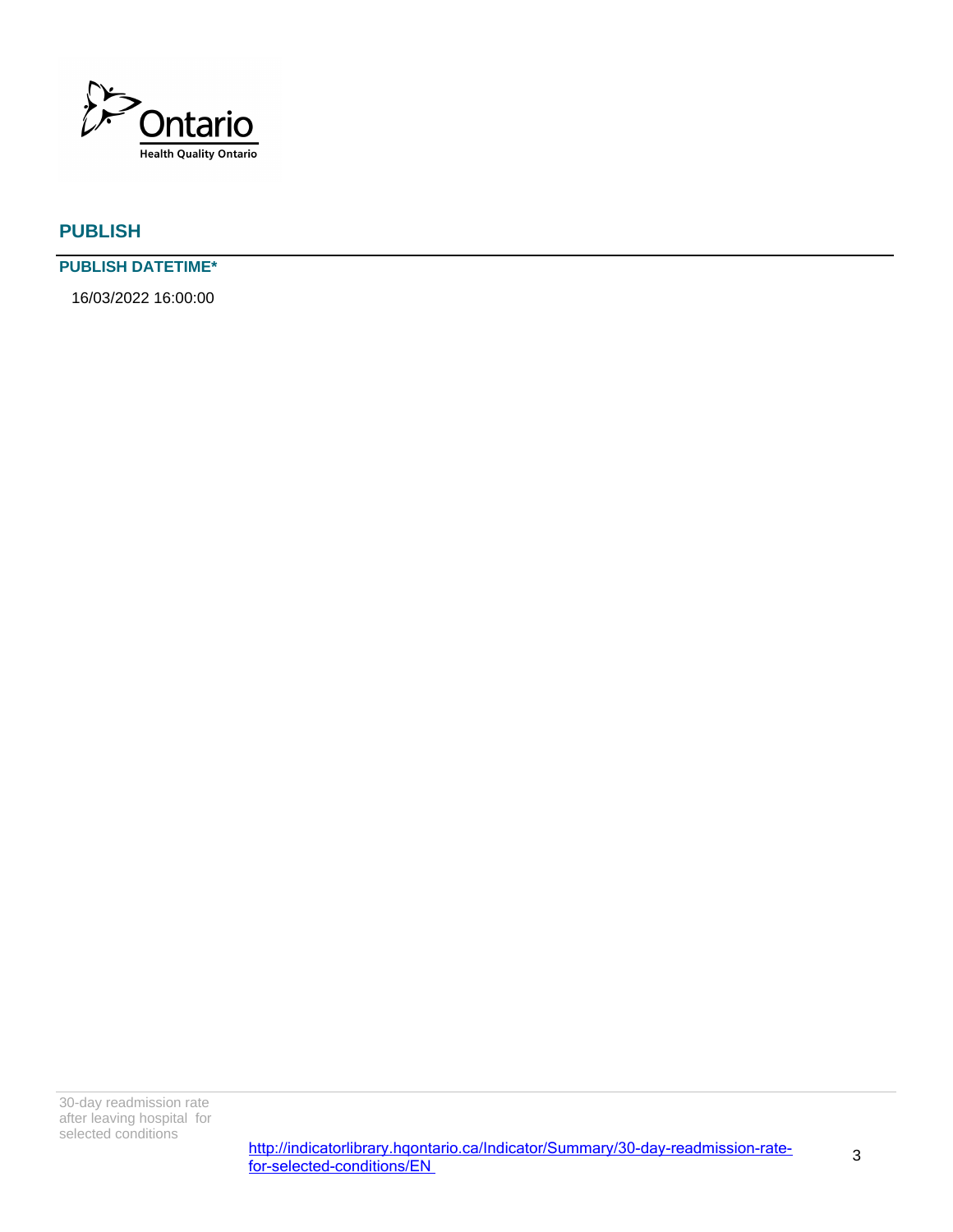## PUBLISH

### PUBLISH DATETIME*

16/03/2022 16:00:00